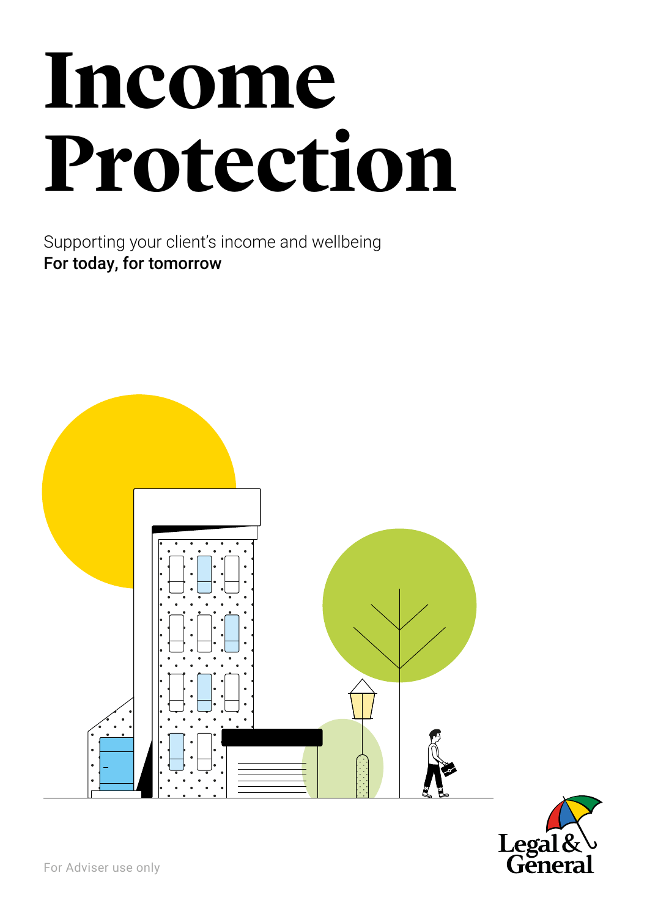# Income Protection

Supporting your client's income and wellbeing

**For today, for tomorrow**

For Adviser use only

Legal & General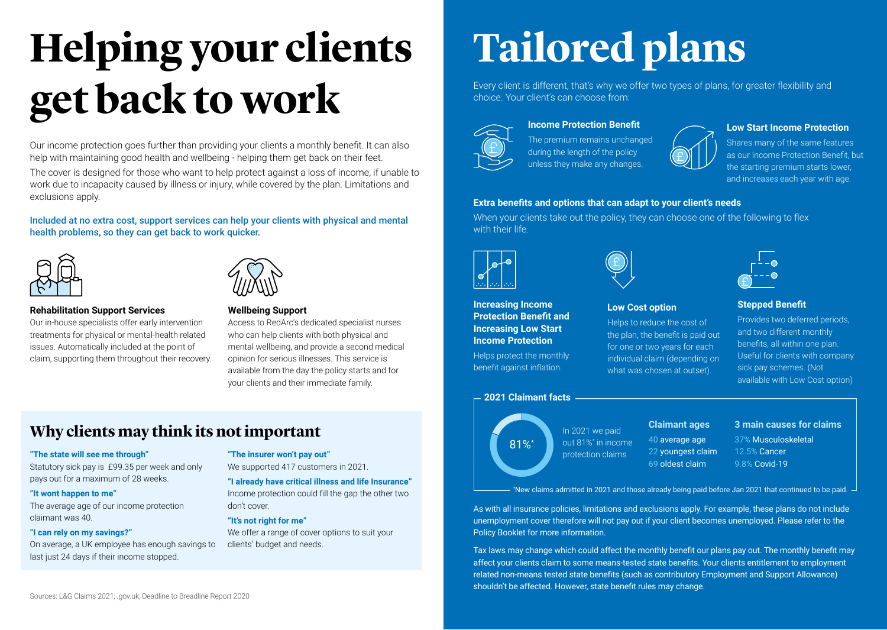# Helping your clients get back to work

Our income protection goes further than providing your clients a monthly benefit. It can also help with maintaining good health and wellbeing - helping them get back on their feet.

The cover is designed for those who want to help protect against a loss of income, if unable to work due to incapacity caused by illness or injury, while covered by the plan. Limitations and exclusions apply.

**Included at no extra cost, support services can help your clients with physical and mental health problems, so they can get back to work quicker.**

**Rehabilitation Support Services**

Our in-house specialists offer early intervention treatments for physical or mental-health related issues. Automatically included at the point of claim, supporting them throughout their recovery.

**Wellbeing Support**

Access to RedArc's dedicated specialist nurses who can help clients with both physical and mental wellbeing, and provide a second medical opinion for serious illnesses. This service is available from the day the policy starts and for your clients and their immediate family.

## Why clients may think its not important

**"The state will see me through"**

Statutory sick pay is £99.35 per week and only pays out for a maximum of 28 weeks.

**"It wont happen to me"**

The average age of our income protection claimant was 40.

**"I can rely on my savings?"**

On average, a UK employee has enough savings to last just 24 days if their income stopped.

**"The insurer won't pay out"**

We supported 417 customers in 2021.

**"I already have critical illness and life Insurance"**

Income protection could fill the gap the other two don't cover.

**"It's not right for me"**

We offer a range of cover options to suit your clients' budget and needs.

Sources: L&G Claims 2021; .gov.uk; Deadline to Breadline Report 2020

# Tailored plans

Every client is different, that's why we offer two types of plans, for greater flexibility and choice. Your client's can choose from:

**Income Protection Benefit**

The premium remains unchanged during the length of the policy unless they make any changes.

**Low Start Income Protection**

Shares many of the same features as our Income Protection Benefit, but the starting premium starts lower, and increases each year with age.

**Extra benefits and options that can adapt to your client's needs**

When your clients take out the policy, they can choose one of the following to flex with their life.

**Increasing Income Protection Benefit and Increasing Low Start Income Protection**

Helps protect the monthly benefit against inflation.

**Low Cost option**

Helps to reduce the cost of the plan, the benefit is paid out for one or two years for each individual claim (depending on what was chosen at outset).

**Stepped Benefit**

Provides two deferred periods, and two different monthly benefits, all within one plan. Useful for clients with company sick pay schemes. (Not available with Low Cost option)

**2021 Claimant facts**

81%*

In 2021 we paid out 81%* in income protection claims

**Claimant ages**

- 40 average age
- 22 youngest claim
- 69 oldest claim

**3 main causes for claims**

- 37% Musculoskeletal
- 12.5% Cancer
- 9.8% Covid-19

*New claims admitted in 2021 and those already being paid before Jan 2021 that continued to be paid.

As with all insurance policies, limitations and exclusions apply. For example, these plans do not include unemployment cover therefore will not pay out if your client becomes unemployed. Please refer to the Policy Booklet for more information.

Tax laws may change which could affect the monthly benefit our plans pay out. The monthly benefit may affect your clients claim to some means-tested state benefits. Your clients entitlement to employment related non-means tested state benefits (such as contributory Employment and Support Allowance) shouldn't be affected. However, state benefit rules may change.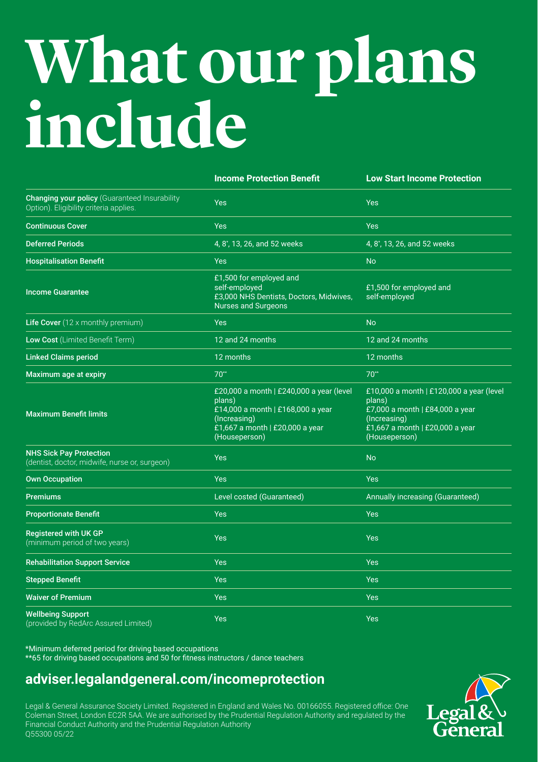# What our plans include

| | Income Protection Benefit | Low Start Income Protection |
|---|---|---|
| **Changing your policy** (Guaranteed Insurability Option). Eligibility criteria applies. | Yes | Yes |
| **Continuous Cover** | Yes | Yes |
| **Deferred Periods** | 4, 8*, 13, 26, and 52 weeks | 4, 8*, 13, 26, and 52 weeks |
| **Hospitalisation Benefit** | Yes | No |
| **Income Guarantee** | £1,500 for employed and self-employed<br>£3,000 NHS Dentists, Doctors, Midwives, Nurses and Surgeons | £1,500 for employed and self-employed |
| **Life Cover** (12 x monthly premium) | Yes | No |
| **Low Cost** (Limited Benefit Term) | 12 and 24 months | 12 and 24 months |
| **Linked Claims period** | 12 months | 12 months |
| **Maximum age at expiry** | 70** | 70** |
| **Maximum Benefit limits** | £20,000 a month \| £240,000 a year (level plans)<br>£14,000 a month \| £168,000 a year (Increasing)<br>£1,667 a month \| £20,000 a year (Houseperson) | £10,000 a month \| £120,000 a year (level plans)<br>£7,000 a month \| £84,000 a year (Increasing)<br>£1,667 a month \| £20,000 a year (Houseperson) |
| **NHS Sick Pay Protection** (dentist, doctor, midwife, nurse or, surgeon) | Yes | No |
| **Own Occupation** | Yes | Yes |
| **Premiums** | Level costed (Guaranteed) | Annually increasing (Guaranteed) |
| **Proportionate Benefit** | Yes | Yes |
| **Registered with UK GP** (minimum period of two years) | Yes | Yes |
| **Rehabilitation Support Service** | Yes | Yes |
| **Stepped Benefit** | Yes | Yes |
| **Waiver of Premium** | Yes | Yes |
| **Wellbeing Support** (provided by RedArc Assured Limited) | Yes | Yes |

*Minimum deferred period for driving based occupations
**65 for driving based occupations and 50 for fitness instructors / dance teachers

## adviser.legalandgeneral.com/incomeprotection

Legal & General Assurance Society Limited. Registered in England and Wales No. 00166055. Registered office: One Coleman Street, London EC2R 5AA. We are authorised by the Prudential Regulation Authority and regulated by the Financial Conduct Authority and the Prudential Regulation Authority
Q55300 05/22

Legal & General